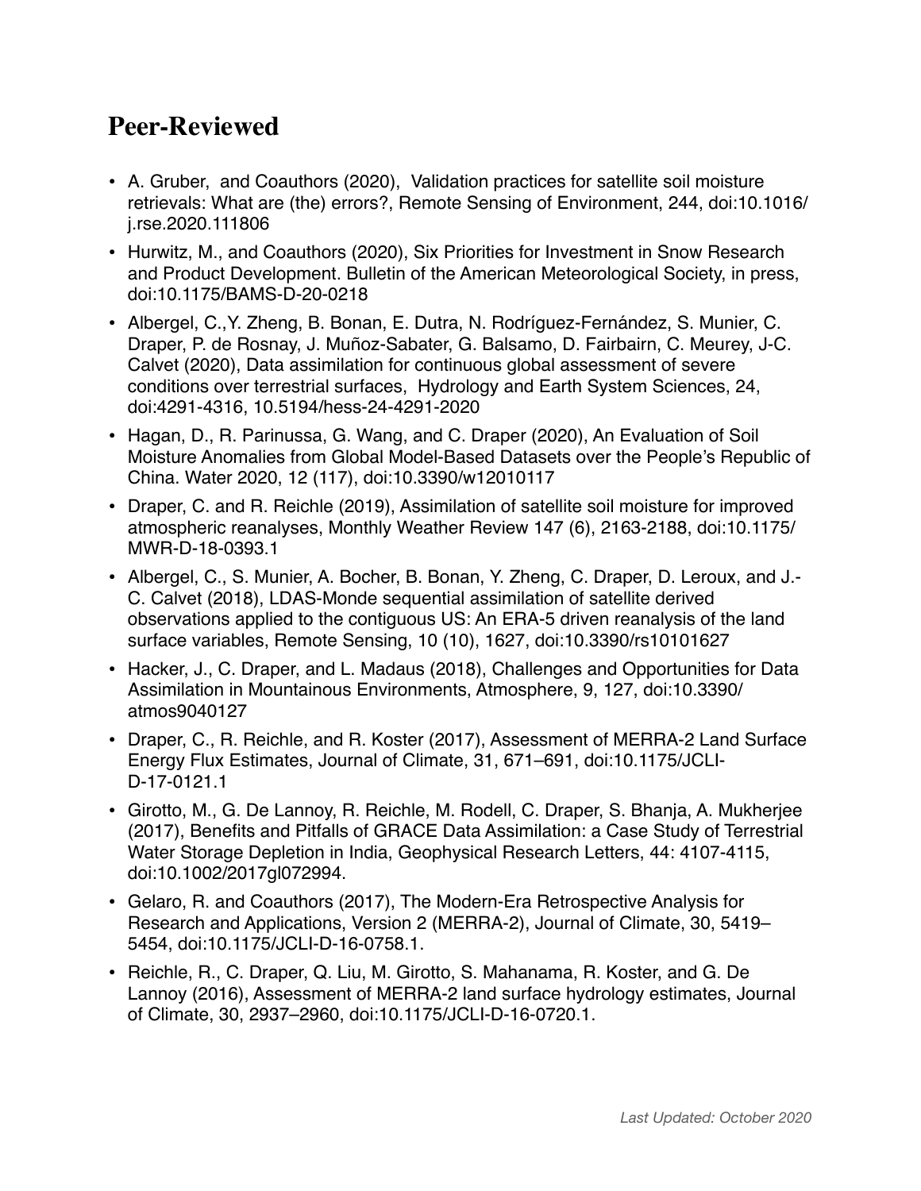## Peer-Reviewed

- A. Gruber, and Coauthors (2020), Validation practices for satellite soil moisture retrievals: What are (the) errors?, Remote Sensing of Environment, 244, doi:10.1016/j.rse.2020.111806
- Hurwitz, M., and Coauthors (2020), Six Priorities for Investment in Snow Research and Product Development. Bulletin of the American Meteorological Society, in press, doi:10.1175/BAMS-D-20-0218
- Albergel, C.,Y. Zheng, B. Bonan, E. Dutra, N. Rodríguez-Fernández, S. Munier, C. Draper, P. de Rosnay, J. Muñoz-Sabater, G. Balsamo, D. Fairbairn, C. Meurey, J-C. Calvet (2020), Data assimilation for continuous global assessment of severe conditions over terrestrial surfaces, Hydrology and Earth System Sciences, 24, doi:4291-4316, 10.5194/hess-24-4291-2020
- Hagan, D., R. Parinussa, G. Wang, and C. Draper (2020), An Evaluation of Soil Moisture Anomalies from Global Model-Based Datasets over the People's Republic of China. Water 2020, 12 (117), doi:10.3390/w12010117
- Draper, C. and R. Reichle (2019), Assimilation of satellite soil moisture for improved atmospheric reanalyses, Monthly Weather Review 147 (6), 2163-2188, doi:10.1175/MWR-D-18-0393.1
- Albergel, C., S. Munier, A. Bocher, B. Bonan, Y. Zheng, C. Draper, D. Leroux, and J.-C. Calvet (2018), LDAS-Monde sequential assimilation of satellite derived observations applied to the contiguous US: An ERA-5 driven reanalysis of the land surface variables, Remote Sensing, 10 (10), 1627, doi:10.3390/rs10101627
- Hacker, J., C. Draper, and L. Madaus (2018), Challenges and Opportunities for Data Assimilation in Mountainous Environments, Atmosphere, 9, 127, doi:10.3390/atmos9040127
- Draper, C., R. Reichle, and R. Koster (2017), Assessment of MERRA-2 Land Surface Energy Flux Estimates, Journal of Climate, 31, 671–691, doi:10.1175/JCLI-D-17-0121.1
- Girotto, M., G. De Lannoy, R. Reichle, M. Rodell, C. Draper, S. Bhanja, A. Mukherjee (2017), Benefits and Pitfalls of GRACE Data Assimilation: a Case Study of Terrestrial Water Storage Depletion in India, Geophysical Research Letters, 44: 4107-4115, doi:10.1002/2017gl072994.
- Gelaro, R. and Coauthors (2017), The Modern-Era Retrospective Analysis for Research and Applications, Version 2 (MERRA-2), Journal of Climate, 30, 5419–5454, doi:10.1175/JCLI-D-16-0758.1.
- Reichle, R., C. Draper, Q. Liu, M. Girotto, S. Mahanama, R. Koster, and G. De Lannoy (2016), Assessment of MERRA-2 land surface hydrology estimates, Journal of Climate, 30, 2937–2960, doi:10.1175/JCLI-D-16-0720.1.

*Last Updated: October 2020*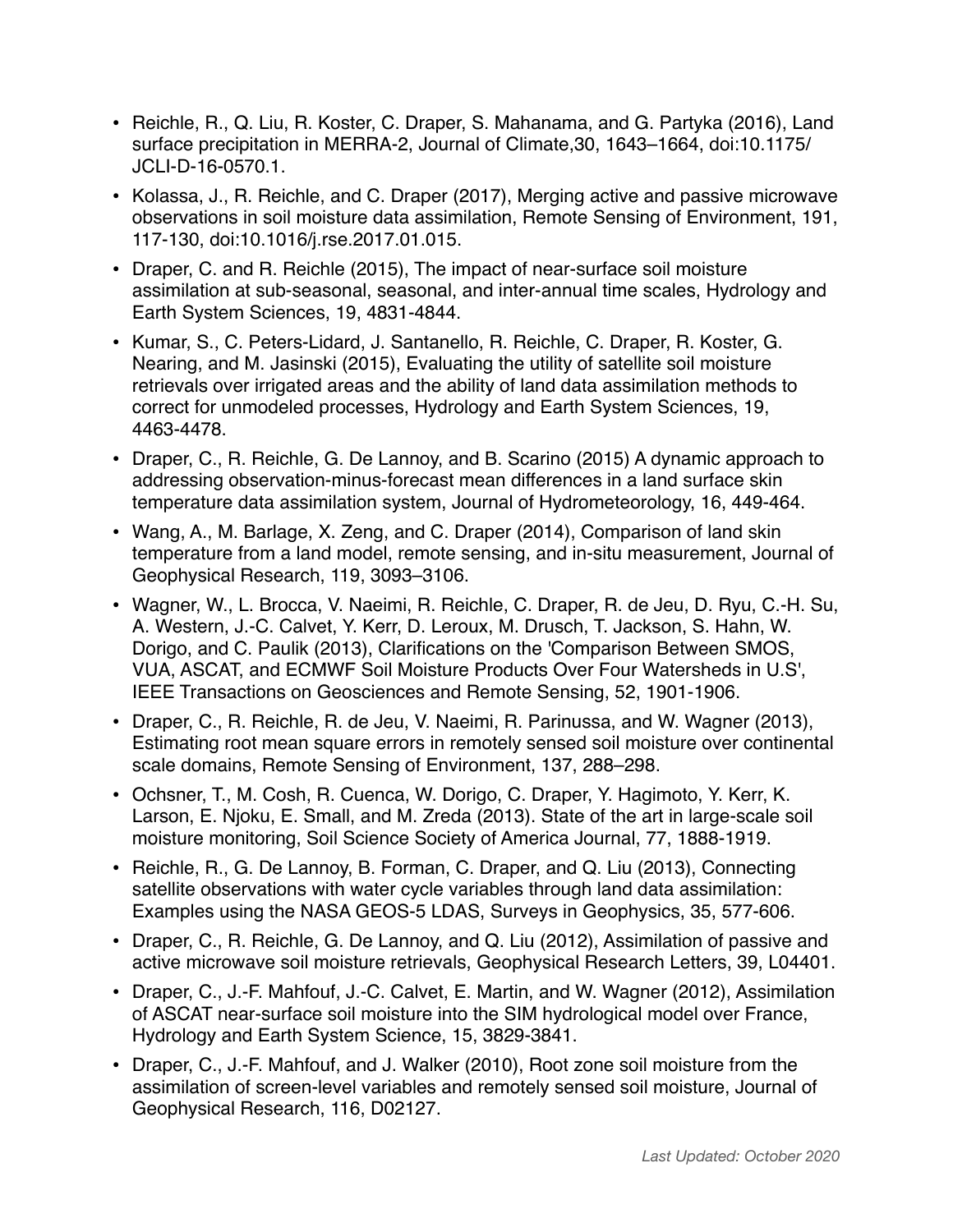- Reichle, R., Q. Liu, R. Koster, C. Draper, S. Mahanama, and G. Partyka (2016), Land surface precipitation in MERRA-2, Journal of Climate,30, 1643–1664, doi:10.1175/JCLI-D-16-0570.1.
- Kolassa, J., R. Reichle, and C. Draper (2017), Merging active and passive microwave observations in soil moisture data assimilation, Remote Sensing of Environment, 191, 117-130, doi:10.1016/j.rse.2017.01.015.
- Draper, C. and R. Reichle (2015), The impact of near-surface soil moisture assimilation at sub-seasonal, seasonal, and inter-annual time scales, Hydrology and Earth System Sciences, 19, 4831-4844.
- Kumar, S., C. Peters-Lidard, J. Santanello, R. Reichle, C. Draper, R. Koster, G. Nearing, and M. Jasinski (2015), Evaluating the utility of satellite soil moisture retrievals over irrigated areas and the ability of land data assimilation methods to correct for unmodeled processes, Hydrology and Earth System Sciences, 19, 4463-4478.
- Draper, C., R. Reichle, G. De Lannoy, and B. Scarino (2015) A dynamic approach to addressing observation-minus-forecast mean differences in a land surface skin temperature data assimilation system, Journal of Hydrometeorology, 16, 449-464.
- Wang, A., M. Barlage, X. Zeng, and C. Draper (2014), Comparison of land skin temperature from a land model, remote sensing, and in-situ measurement, Journal of Geophysical Research, 119, 3093–3106.
- Wagner, W., L. Brocca, V. Naeimi, R. Reichle, C. Draper, R. de Jeu, D. Ryu, C.-H. Su, A. Western, J.-C. Calvet, Y. Kerr, D. Leroux, M. Drusch, T. Jackson, S. Hahn, W. Dorigo, and C. Paulik (2013), Clarifications on the 'Comparison Between SMOS, VUA, ASCAT, and ECMWF Soil Moisture Products Over Four Watersheds in U.S', IEEE Transactions on Geosciences and Remote Sensing, 52, 1901-1906.
- Draper, C., R. Reichle, R. de Jeu, V. Naeimi, R. Parinussa, and W. Wagner (2013), Estimating root mean square errors in remotely sensed soil moisture over continental scale domains, Remote Sensing of Environment, 137, 288–298.
- Ochsner, T., M. Cosh, R. Cuenca, W. Dorigo, C. Draper, Y. Hagimoto, Y. Kerr, K. Larson, E. Njoku, E. Small, and M. Zreda (2013). State of the art in large-scale soil moisture monitoring, Soil Science Society of America Journal, 77, 1888-1919.
- Reichle, R., G. De Lannoy, B. Forman, C. Draper, and Q. Liu (2013), Connecting satellite observations with water cycle variables through land data assimilation: Examples using the NASA GEOS-5 LDAS, Surveys in Geophysics, 35, 577-606.
- Draper, C., R. Reichle, G. De Lannoy, and Q. Liu (2012), Assimilation of passive and active microwave soil moisture retrievals, Geophysical Research Letters, 39, L04401.
- Draper, C., J.-F. Mahfouf, J.-C. Calvet, E. Martin, and W. Wagner (2012), Assimilation of ASCAT near-surface soil moisture into the SIM hydrological model over France, Hydrology and Earth System Science, 15, 3829-3841.
- Draper, C., J.-F. Mahfouf, and J. Walker (2010), Root zone soil moisture from the assimilation of screen-level variables and remotely sensed soil moisture, Journal of Geophysical Research, 116, D02127.

*Last Updated: October 2020*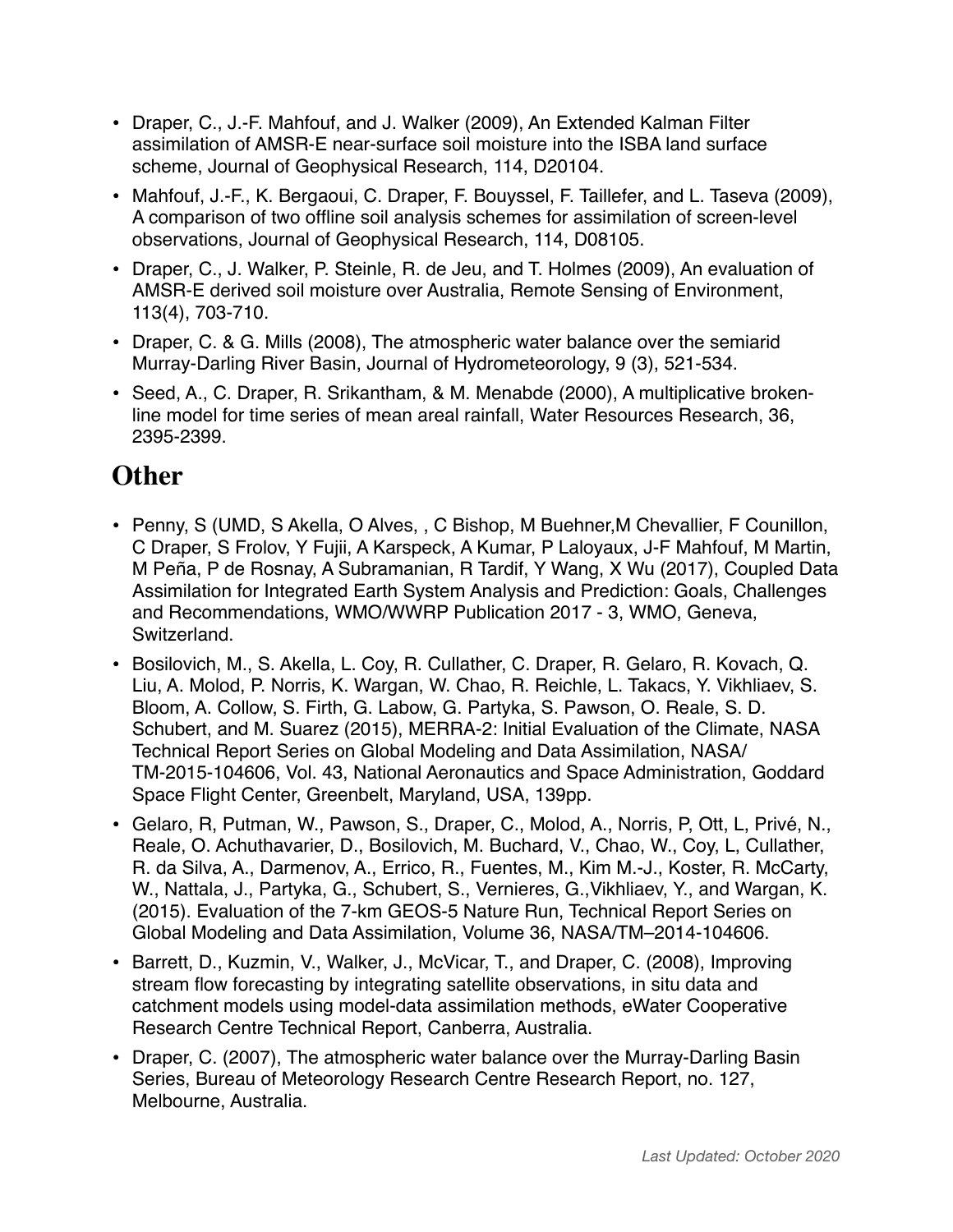- Draper, C., J.-F. Mahfouf, and J. Walker (2009), An Extended Kalman Filter assimilation of AMSR-E near-surface soil moisture into the ISBA land surface scheme, Journal of Geophysical Research, 114, D20104.
- Mahfouf, J.-F., K. Bergaoui, C. Draper, F. Bouyssel, F. Taillefer, and L. Taseva (2009), A comparison of two offline soil analysis schemes for assimilation of screen-level observations, Journal of Geophysical Research, 114, D08105.
- Draper, C., J. Walker, P. Steinle, R. de Jeu, and T. Holmes (2009), An evaluation of AMSR-E derived soil moisture over Australia, Remote Sensing of Environment, 113(4), 703-710.
- Draper, C. & G. Mills (2008), The atmospheric water balance over the semiarid Murray-Darling River Basin, Journal of Hydrometeorology, 9 (3), 521-534.
- Seed, A., C. Draper, R. Srikantham, & M. Menabde (2000), A multiplicative broken-line model for time series of mean areal rainfall, Water Resources Research, 36, 2395-2399.

## Other

- Penny, S (UMD, S Akella, O Alves, , C Bishop, M Buehner,M Chevallier, F Counillon, C Draper, S Frolov, Y Fujii, A Karspeck, A Kumar, P Laloyaux, J-F Mahfouf, M Martin, M Peña, P de Rosnay, A Subramanian, R Tardif, Y Wang, X Wu (2017), Coupled Data Assimilation for Integrated Earth System Analysis and Prediction: Goals, Challenges and Recommendations, WMO/WWRP Publication 2017 - 3, WMO, Geneva, Switzerland.
- Bosilovich, M., S. Akella, L. Coy, R. Cullather, C. Draper, R. Gelaro, R. Kovach, Q. Liu, A. Molod, P. Norris, K. Wargan, W. Chao, R. Reichle, L. Takacs, Y. Vikhliaev, S. Bloom, A. Collow, S. Firth, G. Labow, G. Partyka, S. Pawson, O. Reale, S. D. Schubert, and M. Suarez (2015), MERRA-2: Initial Evaluation of the Climate, NASA Technical Report Series on Global Modeling and Data Assimilation, NASA/TM-2015-104606, Vol. 43, National Aeronautics and Space Administration, Goddard Space Flight Center, Greenbelt, Maryland, USA, 139pp.
- Gelaro, R, Putman, W., Pawson, S., Draper, C., Molod, A., Norris, P, Ott, L, Privé, N., Reale, O. Achuthavarier, D., Bosilovich, M. Buchard, V., Chao, W., Coy, L, Cullather, R. da Silva, A., Darmenov, A., Errico, R., Fuentes, M., Kim M.-J., Koster, R. McCarty, W., Nattala, J., Partyka, G., Schubert, S., Vernieres, G.,Vikhliaev, Y., and Wargan, K. (2015). Evaluation of the 7-km GEOS-5 Nature Run, Technical Report Series on Global Modeling and Data Assimilation, Volume 36, NASA/TM–2014-104606.
- Barrett, D., Kuzmin, V., Walker, J., McVicar, T., and Draper, C. (2008), Improving stream flow forecasting by integrating satellite observations, in situ data and catchment models using model-data assimilation methods, eWater Cooperative Research Centre Technical Report, Canberra, Australia.
- Draper, C. (2007), The atmospheric water balance over the Murray-Darling Basin Series, Bureau of Meteorology Research Centre Research Report, no. 127, Melbourne, Australia.

*Last Updated: October 2020*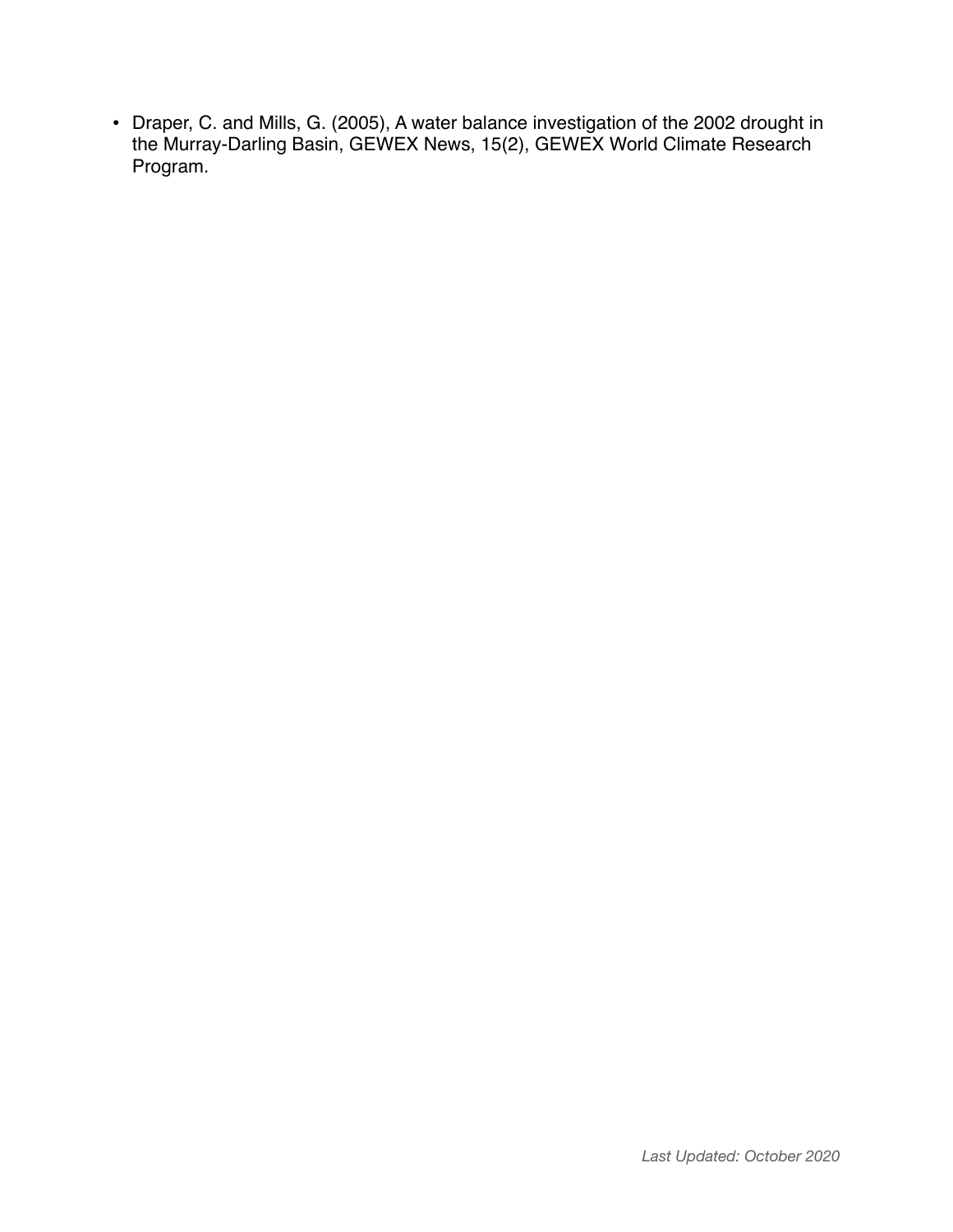- Draper, C. and Mills, G. (2005), A water balance investigation of the 2002 drought in the Murray-Darling Basin, GEWEX News, 15(2), GEWEX World Climate Research Program.

*Last Updated: October 2020*